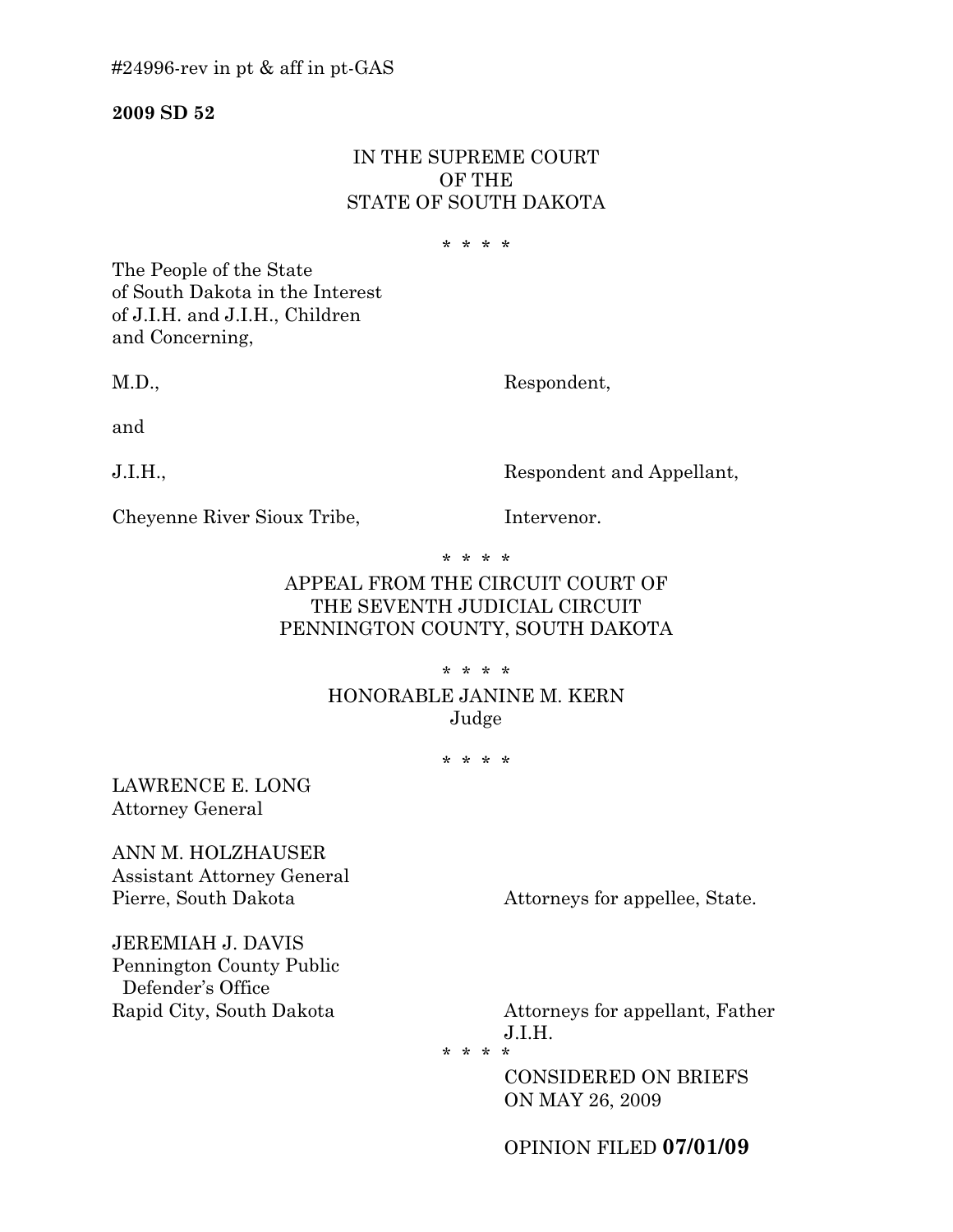#24996-rev in pt & aff in pt-GAS

**2009 SD 52**

IN THE SUPREME COURT
OF THE
STATE OF SOUTH DAKOTA

* * * *

The People of the State of South Dakota in the Interest of J.I.H. and J.I.H., Children and Concerning,

M.D., Respondent,

and

J.I.H., Respondent and Appellant,

Cheyenne River Sioux Tribe, Intervenor.

* * * *

APPEAL FROM THE CIRCUIT COURT OF
THE SEVENTH JUDICIAL CIRCUIT
PENNINGTON COUNTY, SOUTH DAKOTA

* * * *

HONORABLE JANINE M. KERN
Judge

* * * *

LAWRENCE E. LONG
Attorney General

ANN M. HOLZHAUSER
Assistant Attorney General
Pierre, South Dakota — Attorneys for appellee, State.

JEREMIAH J. DAVIS
Pennington County Public Defender's Office
Rapid City, South Dakota — Attorneys for appellant, Father J.I.H.

* * * *

CONSIDERED ON BRIEFS
ON MAY 26, 2009

OPINION FILED **07/01/09**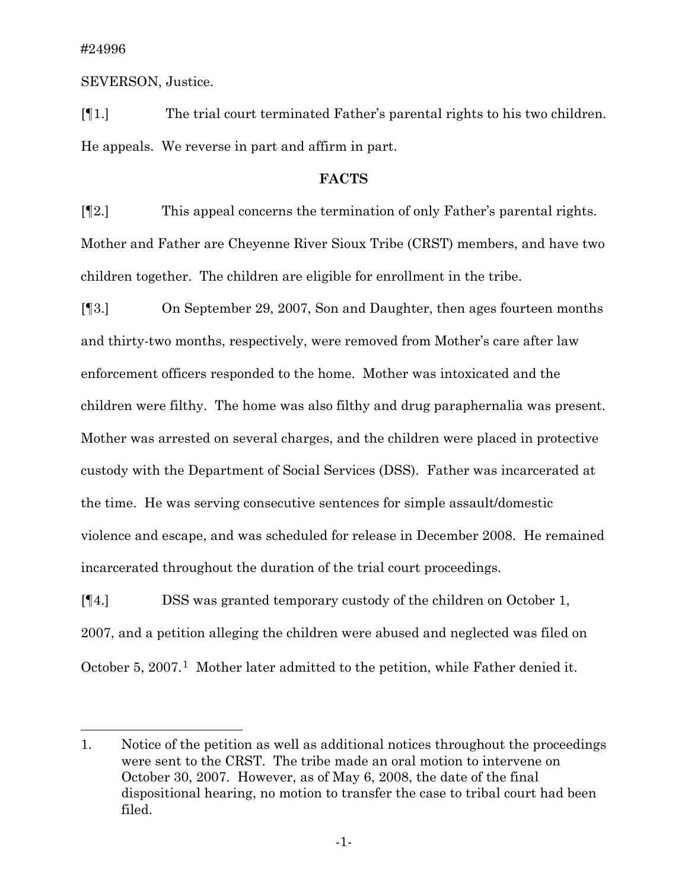#24996

SEVERSON, Justice.

[¶1.] The trial court terminated Father's parental rights to his two children. He appeals. We reverse in part and affirm in part.

## FACTS

[¶2.] This appeal concerns the termination of only Father's parental rights. Mother and Father are Cheyenne River Sioux Tribe (CRST) members, and have two children together. The children are eligible for enrollment in the tribe.

[¶3.] On September 29, 2007, Son and Daughter, then ages fourteen months and thirty-two months, respectively, were removed from Mother's care after law enforcement officers responded to the home. Mother was intoxicated and the children were filthy. The home was also filthy and drug paraphernalia was present. Mother was arrested on several charges, and the children were placed in protective custody with the Department of Social Services (DSS). Father was incarcerated at the time. He was serving consecutive sentences for simple assault/domestic violence and escape, and was scheduled for release in December 2008. He remained incarcerated throughout the duration of the trial court proceedings.

[¶4.] DSS was granted temporary custody of the children on October 1, 2007, and a petition alleging the children were abused and neglected was filed on October 5, 2007.[1] Mother later admitted to the petition, while Father denied it.

---

1. Notice of the petition as well as additional notices throughout the proceedings were sent to the CRST. The tribe made an oral motion to intervene on October 30, 2007. However, as of May 6, 2008, the date of the final dispositional hearing, no motion to transfer the case to tribal court had been filed.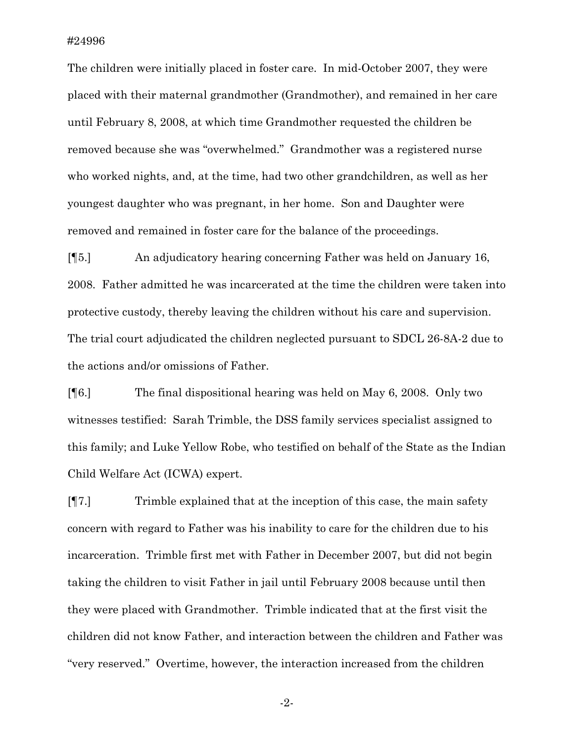The children were initially placed in foster care. In mid-October 2007, they were placed with their maternal grandmother (Grandmother), and remained in her care until February 8, 2008, at which time Grandmother requested the children be removed because she was "overwhelmed." Grandmother was a registered nurse who worked nights, and, at the time, had two other grandchildren, as well as her youngest daughter who was pregnant, in her home. Son and Daughter were removed and remained in foster care for the balance of the proceedings.

[¶5.] An adjudicatory hearing concerning Father was held on January 16, 2008. Father admitted he was incarcerated at the time the children were taken into protective custody, thereby leaving the children without his care and supervision. The trial court adjudicated the children neglected pursuant to SDCL 26-8A-2 due to the actions and/or omissions of Father.

[¶6.] The final dispositional hearing was held on May 6, 2008. Only two witnesses testified: Sarah Trimble, the DSS family services specialist assigned to this family; and Luke Yellow Robe, who testified on behalf of the State as the Indian Child Welfare Act (ICWA) expert.

[¶7.] Trimble explained that at the inception of this case, the main safety concern with regard to Father was his inability to care for the children due to his incarceration. Trimble first met with Father in December 2007, but did not begin taking the children to visit Father in jail until February 2008 because until then they were placed with Grandmother. Trimble indicated that at the first visit the children did not know Father, and interaction between the children and Father was "very reserved." Overtime, however, the interaction increased from the children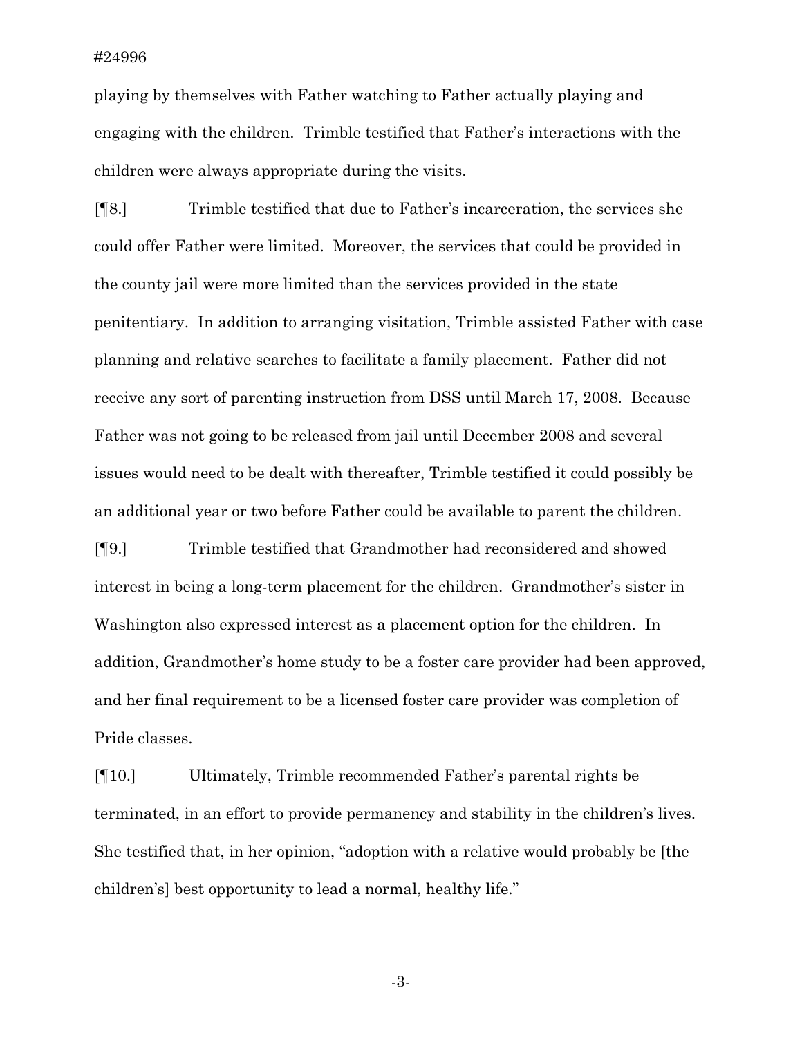playing by themselves with Father watching to Father actually playing and engaging with the children. Trimble testified that Father's interactions with the children were always appropriate during the visits.

[¶8.] Trimble testified that due to Father's incarceration, the services she could offer Father were limited. Moreover, the services that could be provided in the county jail were more limited than the services provided in the state penitentiary. In addition to arranging visitation, Trimble assisted Father with case planning and relative searches to facilitate a family placement. Father did not receive any sort of parenting instruction from DSS until March 17, 2008. Because Father was not going to be released from jail until December 2008 and several issues would need to be dealt with thereafter, Trimble testified it could possibly be an additional year or two before Father could be available to parent the children.

[¶9.] Trimble testified that Grandmother had reconsidered and showed interest in being a long-term placement for the children. Grandmother's sister in Washington also expressed interest as a placement option for the children. In addition, Grandmother's home study to be a foster care provider had been approved, and her final requirement to be a licensed foster care provider was completion of Pride classes.

[¶10.] Ultimately, Trimble recommended Father's parental rights be terminated, in an effort to provide permanency and stability in the children's lives. She testified that, in her opinion, "adoption with a relative would probably be [the children's] best opportunity to lead a normal, healthy life."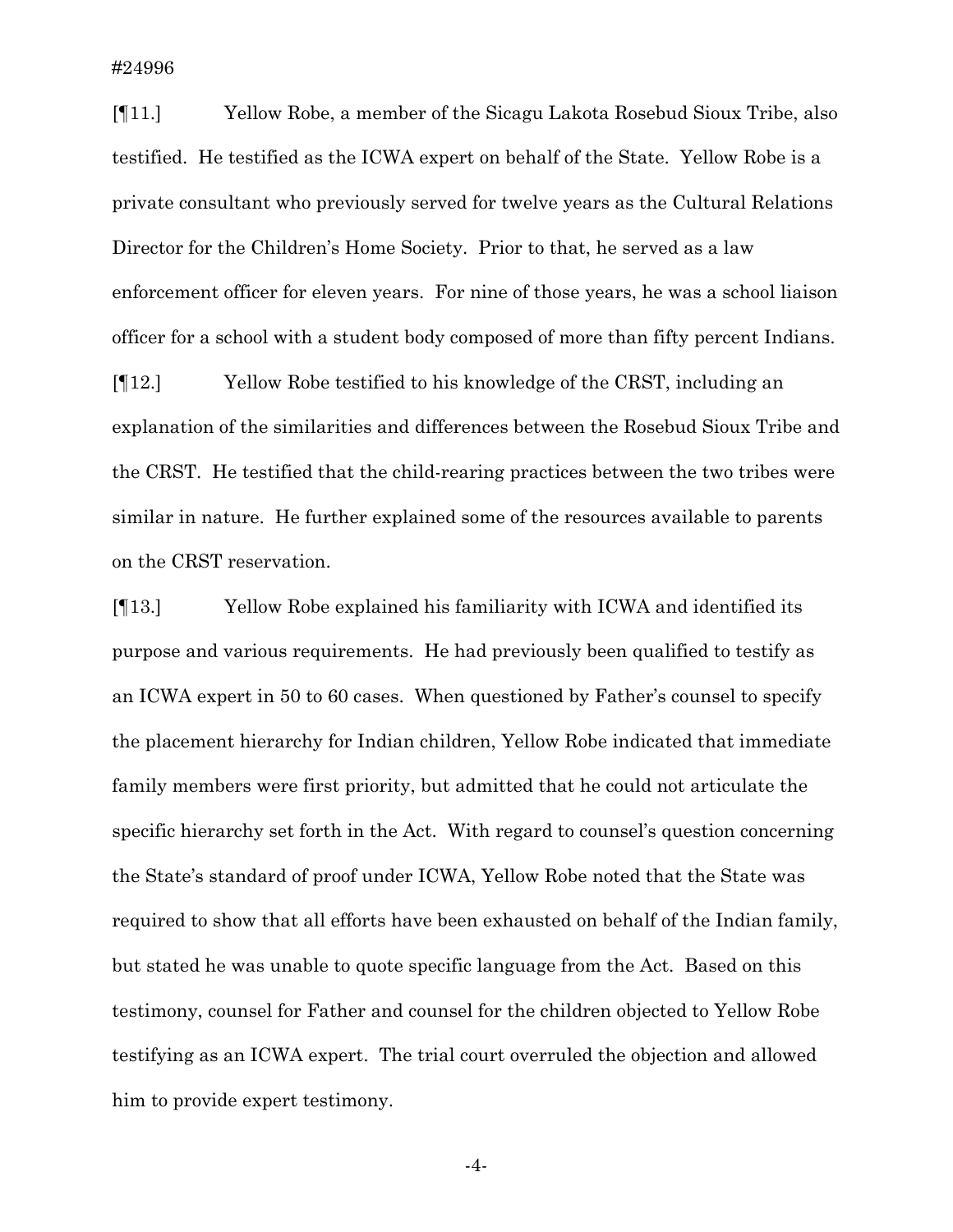[¶11.] Yellow Robe, a member of the Sicagu Lakota Rosebud Sioux Tribe, also testified. He testified as the ICWA expert on behalf of the State. Yellow Robe is a private consultant who previously served for twelve years as the Cultural Relations Director for the Children's Home Society. Prior to that, he served as a law enforcement officer for eleven years. For nine of those years, he was a school liaison officer for a school with a student body composed of more than fifty percent Indians.

[¶12.] Yellow Robe testified to his knowledge of the CRST, including an explanation of the similarities and differences between the Rosebud Sioux Tribe and the CRST. He testified that the child-rearing practices between the two tribes were similar in nature. He further explained some of the resources available to parents on the CRST reservation.

[¶13.] Yellow Robe explained his familiarity with ICWA and identified its purpose and various requirements. He had previously been qualified to testify as an ICWA expert in 50 to 60 cases. When questioned by Father's counsel to specify the placement hierarchy for Indian children, Yellow Robe indicated that immediate family members were first priority, but admitted that he could not articulate the specific hierarchy set forth in the Act. With regard to counsel's question concerning the State's standard of proof under ICWA, Yellow Robe noted that the State was required to show that all efforts have been exhausted on behalf of the Indian family, but stated he was unable to quote specific language from the Act. Based on this testimony, counsel for Father and counsel for the children objected to Yellow Robe testifying as an ICWA expert. The trial court overruled the objection and allowed him to provide expert testimony.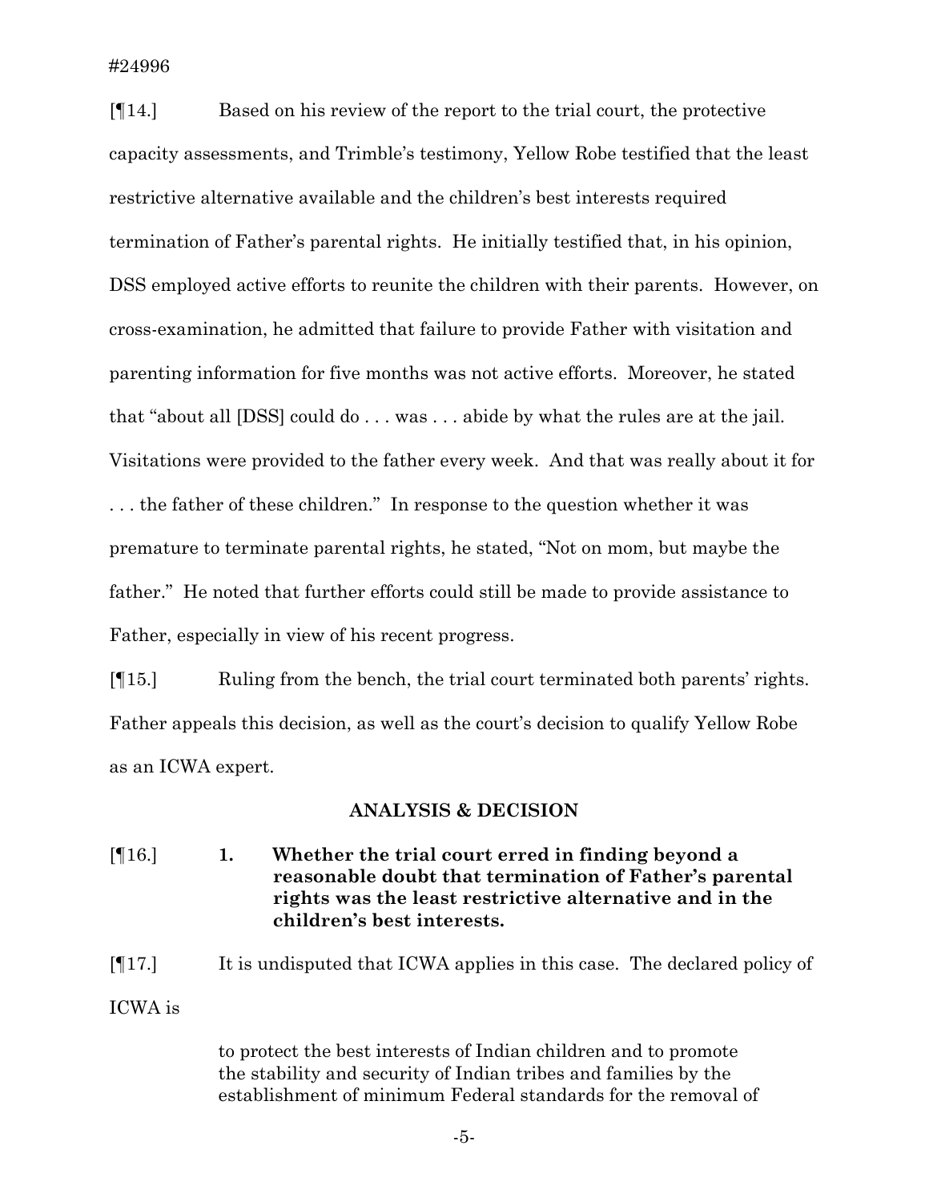[¶14.] Based on his review of the report to the trial court, the protective capacity assessments, and Trimble's testimony, Yellow Robe testified that the least restrictive alternative available and the children's best interests required termination of Father's parental rights. He initially testified that, in his opinion, DSS employed active efforts to reunite the children with their parents. However, on cross-examination, he admitted that failure to provide Father with visitation and parenting information for five months was not active efforts. Moreover, he stated that "about all [DSS] could do . . . was . . . abide by what the rules are at the jail. Visitations were provided to the father every week. And that was really about it for . . . the father of these children." In response to the question whether it was premature to terminate parental rights, he stated, "Not on mom, but maybe the father." He noted that further efforts could still be made to provide assistance to Father, especially in view of his recent progress.

[¶15.] Ruling from the bench, the trial court terminated both parents' rights. Father appeals this decision, as well as the court's decision to qualify Yellow Robe as an ICWA expert.

## ANALYSIS & DECISION

[¶16.] **1. Whether the trial court erred in finding beyond a reasonable doubt that termination of Father's parental rights was the least restrictive alternative and in the children's best interests.**

[¶17.] It is undisputed that ICWA applies in this case. The declared policy of ICWA is

> to protect the best interests of Indian children and to promote the stability and security of Indian tribes and families by the establishment of minimum Federal standards for the removal of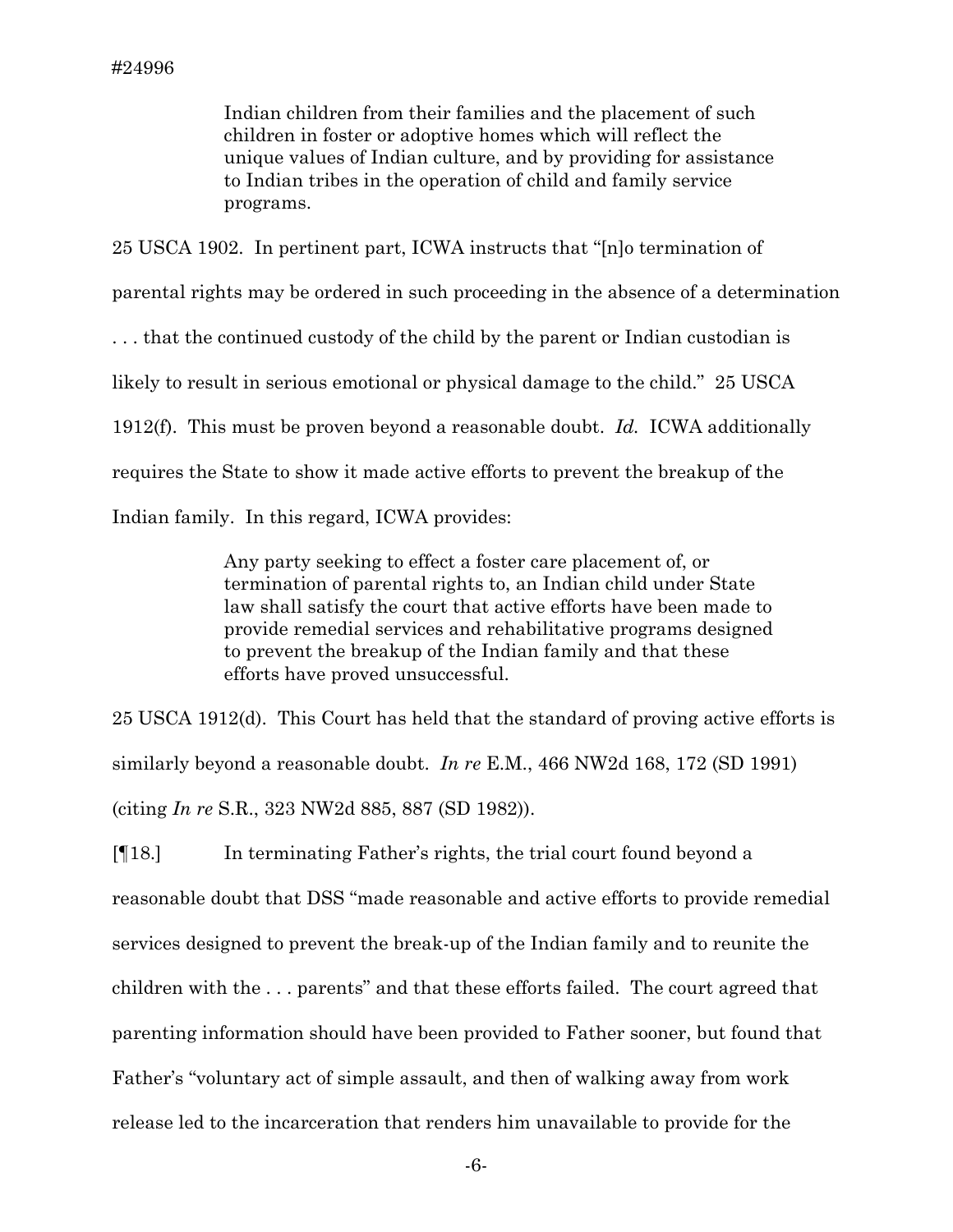> Indian children from their families and the placement of such children in foster or adoptive homes which will reflect the unique values of Indian culture, and by providing for assistance to Indian tribes in the operation of child and family service programs.

25 USCA 1902. In pertinent part, ICWA instructs that "[n]o termination of parental rights may be ordered in such proceeding in the absence of a determination . . . that the continued custody of the child by the parent or Indian custodian is likely to result in serious emotional or physical damage to the child." 25 USCA 1912(f). This must be proven beyond a reasonable doubt. *Id.* ICWA additionally requires the State to show it made active efforts to prevent the breakup of the Indian family. In this regard, ICWA provides:

> Any party seeking to effect a foster care placement of, or termination of parental rights to, an Indian child under State law shall satisfy the court that active efforts have been made to provide remedial services and rehabilitative programs designed to prevent the breakup of the Indian family and that these efforts have proved unsuccessful.

25 USCA 1912(d). This Court has held that the standard of proving active efforts is similarly beyond a reasonable doubt. *In re* E.M., 466 NW2d 168, 172 (SD 1991) (citing *In re* S.R., 323 NW2d 885, 887 (SD 1982)).

[¶18.] In terminating Father's rights, the trial court found beyond a reasonable doubt that DSS "made reasonable and active efforts to provide remedial services designed to prevent the break-up of the Indian family and to reunite the children with the . . . parents" and that these efforts failed. The court agreed that parenting information should have been provided to Father sooner, but found that Father's "voluntary act of simple assault, and then of walking away from work release led to the incarceration that renders him unavailable to provide for the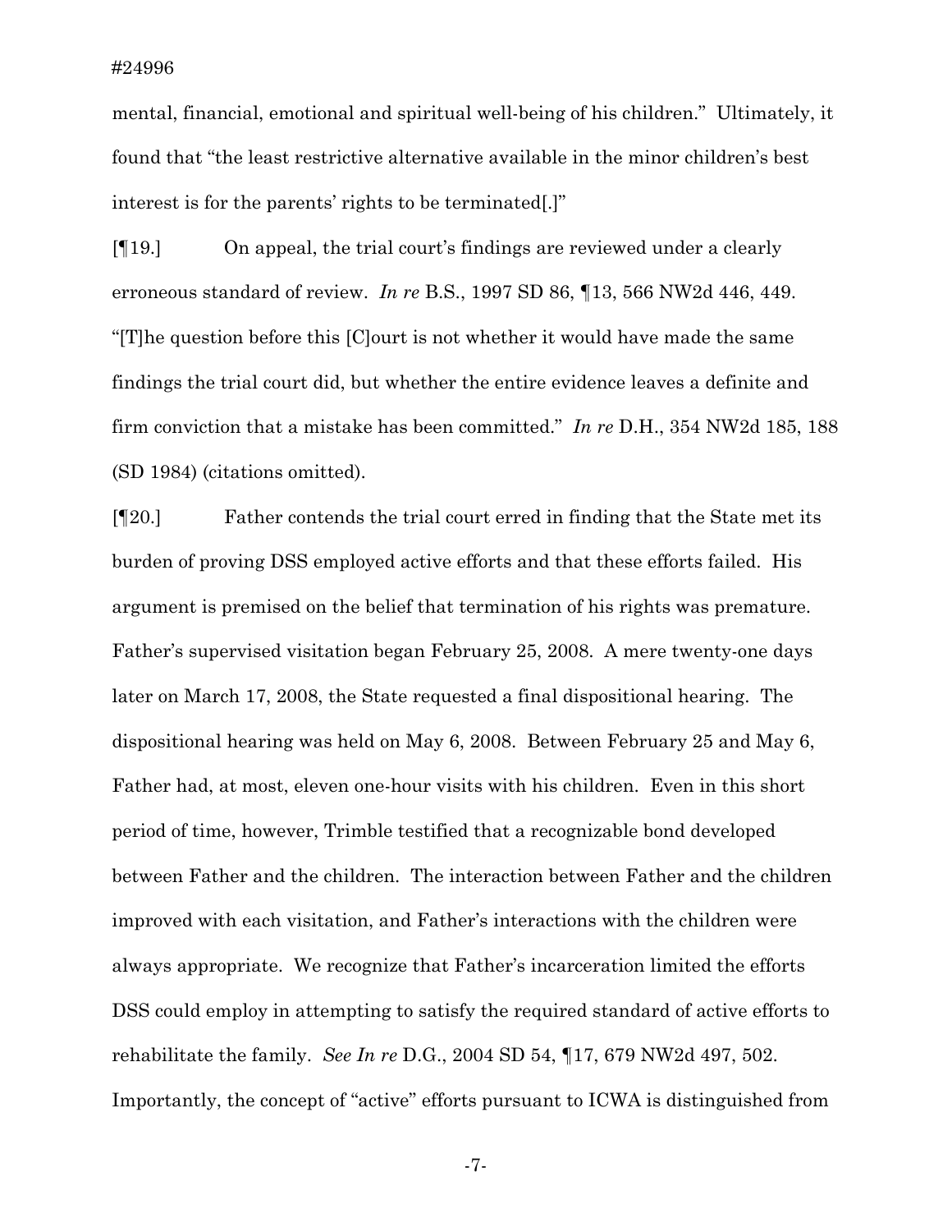mental, financial, emotional and spiritual well-being of his children." Ultimately, it found that "the least restrictive alternative available in the minor children's best interest is for the parents' rights to be terminated[.]"

[¶19.] On appeal, the trial court's findings are reviewed under a clearly erroneous standard of review. *In re* B.S., 1997 SD 86, ¶13, 566 NW2d 446, 449. "[T]he question before this [C]ourt is not whether it would have made the same findings the trial court did, but whether the entire evidence leaves a definite and firm conviction that a mistake has been committed." *In re* D.H., 354 NW2d 185, 188 (SD 1984) (citations omitted).

[¶20.] Father contends the trial court erred in finding that the State met its burden of proving DSS employed active efforts and that these efforts failed. His argument is premised on the belief that termination of his rights was premature. Father's supervised visitation began February 25, 2008. A mere twenty-one days later on March 17, 2008, the State requested a final dispositional hearing. The dispositional hearing was held on May 6, 2008. Between February 25 and May 6, Father had, at most, eleven one-hour visits with his children. Even in this short period of time, however, Trimble testified that a recognizable bond developed between Father and the children. The interaction between Father and the children improved with each visitation, and Father's interactions with the children were always appropriate. We recognize that Father's incarceration limited the efforts DSS could employ in attempting to satisfy the required standard of active efforts to rehabilitate the family. *See In re* D.G., 2004 SD 54, ¶17, 679 NW2d 497, 502. Importantly, the concept of "active" efforts pursuant to ICWA is distinguished from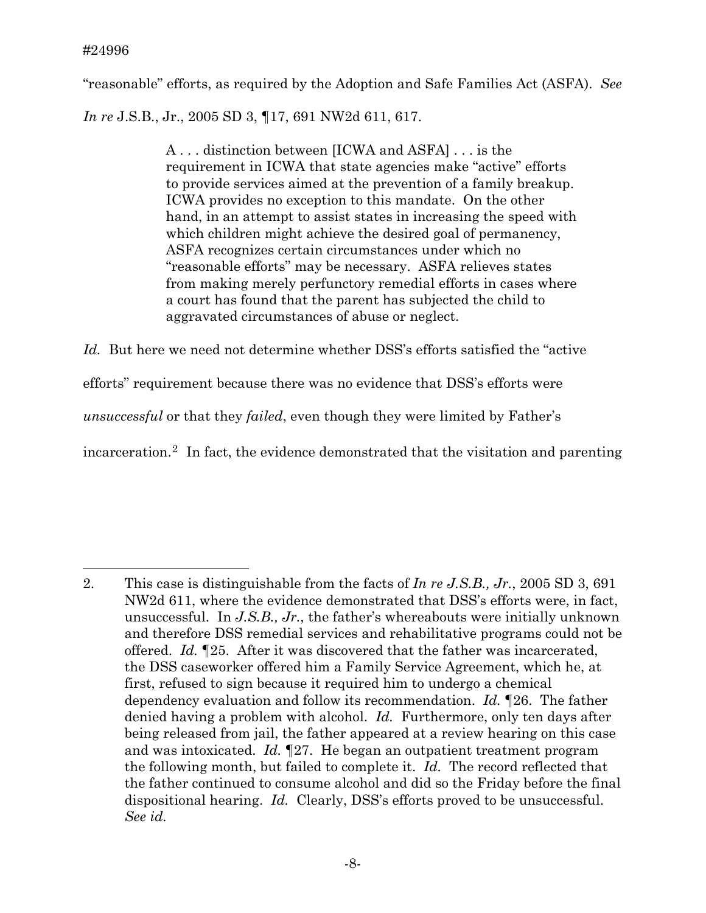"reasonable" efforts, as required by the Adoption and Safe Families Act (ASFA). *See In re* J.S.B., Jr., 2005 SD 3, ¶17, 691 NW2d 611, 617.

> A . . . distinction between [ICWA and ASFA] . . . is the requirement in ICWA that state agencies make "active" efforts to provide services aimed at the prevention of a family breakup. ICWA provides no exception to this mandate. On the other hand, in an attempt to assist states in increasing the speed with which children might achieve the desired goal of permanency, ASFA recognizes certain circumstances under which no "reasonable efforts" may be necessary. ASFA relieves states from making merely perfunctory remedial efforts in cases where a court has found that the parent has subjected the child to aggravated circumstances of abuse or neglect.

*Id.* But here we need not determine whether DSS's efforts satisfied the "active efforts" requirement because there was no evidence that DSS's efforts were *unsuccessful* or that they *failed*, even though they were limited by Father's incarceration.[2] In fact, the evidence demonstrated that the visitation and parenting

---

2. This case is distinguishable from the facts of *In re J.S.B., Jr.*, 2005 SD 3, 691 NW2d 611, where the evidence demonstrated that DSS's efforts were, in fact, unsuccessful. In *J.S.B., Jr.*, the father's whereabouts were initially unknown and therefore DSS remedial services and rehabilitative programs could not be offered. *Id.* ¶25. After it was discovered that the father was incarcerated, the DSS caseworker offered him a Family Service Agreement, which he, at first, refused to sign because it required him to undergo a chemical dependency evaluation and follow its recommendation. *Id.* ¶26. The father denied having a problem with alcohol. *Id.* Furthermore, only ten days after being released from jail, the father appeared at a review hearing on this case and was intoxicated. *Id.* ¶27. He began an outpatient treatment program the following month, but failed to complete it. *Id.* The record reflected that the father continued to consume alcohol and did so the Friday before the final dispositional hearing. *Id.* Clearly, DSS's efforts proved to be unsuccessful. *See id.*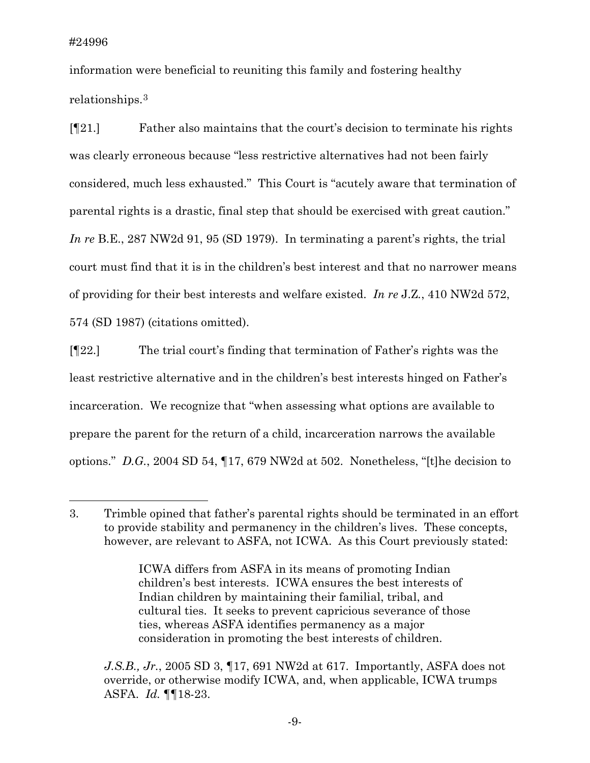information were beneficial to reuniting this family and fostering healthy relationships.[3]

[¶21.] Father also maintains that the court's decision to terminate his rights was clearly erroneous because "less restrictive alternatives had not been fairly considered, much less exhausted." This Court is "acutely aware that termination of parental rights is a drastic, final step that should be exercised with great caution." *In re* B.E., 287 NW2d 91, 95 (SD 1979). In terminating a parent's rights, the trial court must find that it is in the children's best interest and that no narrower means of providing for their best interests and welfare existed. *In re* J.Z., 410 NW2d 572, 574 (SD 1987) (citations omitted).

[¶22.] The trial court's finding that termination of Father's rights was the least restrictive alternative and in the children's best interests hinged on Father's incarceration. We recognize that "when assessing what options are available to prepare the parent for the return of a child, incarceration narrows the available options." *D.G.*, 2004 SD 54, ¶17, 679 NW2d at 502. Nonetheless, "[t]he decision to

---

3. Trimble opined that father's parental rights should be terminated in an effort to provide stability and permanency in the children's lives. These concepts, however, are relevant to ASFA, not ICWA. As this Court previously stated:

> ICWA differs from ASFA in its means of promoting Indian children's best interests. ICWA ensures the best interests of Indian children by maintaining their familial, tribal, and cultural ties. It seeks to prevent capricious severance of those ties, whereas ASFA identifies permanency as a major consideration in promoting the best interests of children.

*J.S.B., Jr.*, 2005 SD 3, ¶17, 691 NW2d at 617. Importantly, ASFA does not override, or otherwise modify ICWA, and, when applicable, ICWA trumps ASFA. *Id.* ¶¶18-23.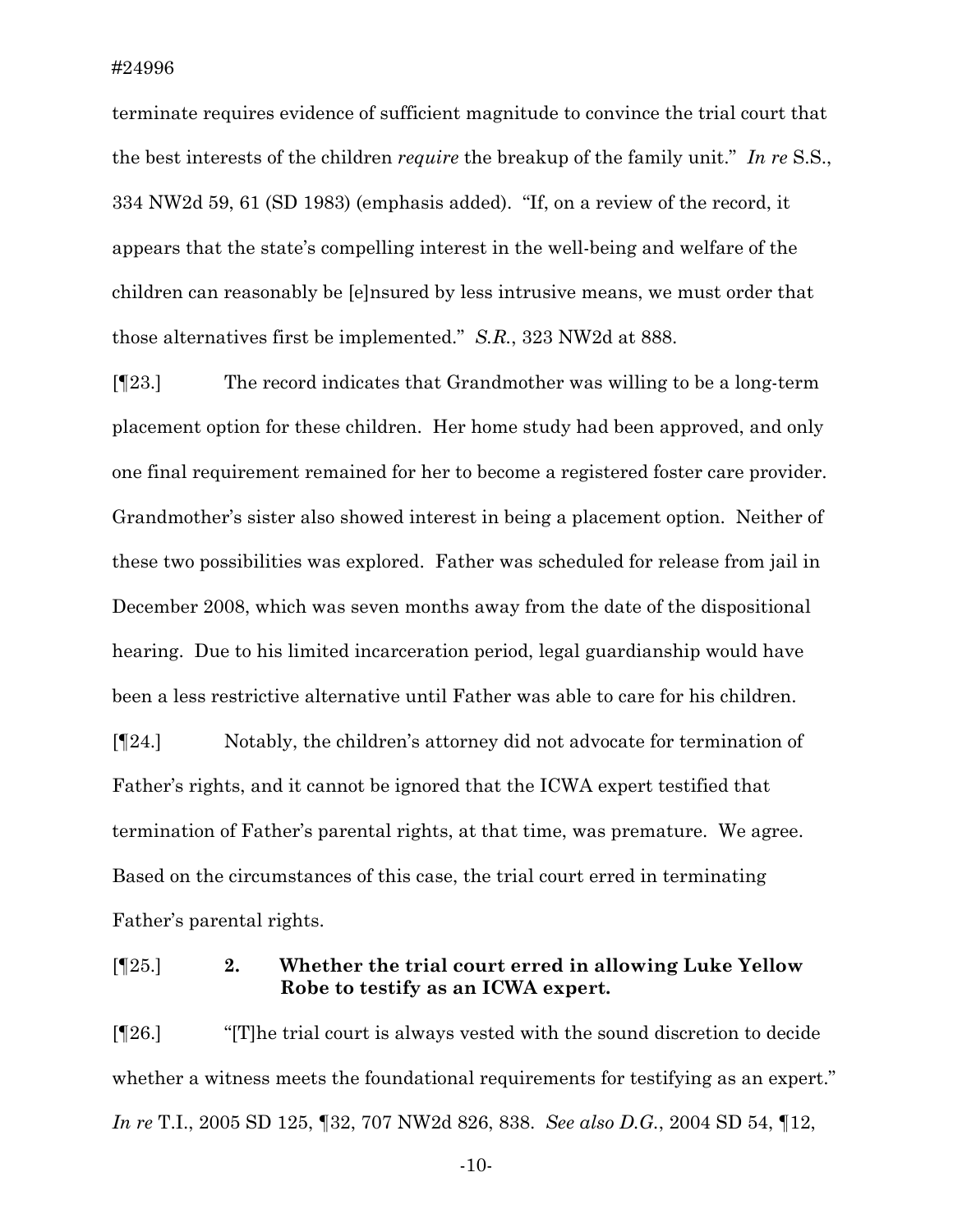terminate requires evidence of sufficient magnitude to convince the trial court that the best interests of the children *require* the breakup of the family unit." *In re* S.S., 334 NW2d 59, 61 (SD 1983) (emphasis added). "If, on a review of the record, it appears that the state's compelling interest in the well-being and welfare of the children can reasonably be [e]nsured by less intrusive means, we must order that those alternatives first be implemented." *S.R.*, 323 NW2d at 888.

[¶23.] The record indicates that Grandmother was willing to be a long-term placement option for these children. Her home study had been approved, and only one final requirement remained for her to become a registered foster care provider. Grandmother's sister also showed interest in being a placement option. Neither of these two possibilities was explored. Father was scheduled for release from jail in December 2008, which was seven months away from the date of the dispositional hearing. Due to his limited incarceration period, legal guardianship would have been a less restrictive alternative until Father was able to care for his children.

[¶24.] Notably, the children's attorney did not advocate for termination of Father's rights, and it cannot be ignored that the ICWA expert testified that termination of Father's parental rights, at that time, was premature. We agree. Based on the circumstances of this case, the trial court erred in terminating Father's parental rights.

[¶25.] **2. Whether the trial court erred in allowing Luke Yellow Robe to testify as an ICWA expert.**

[¶26.] "[T]he trial court is always vested with the sound discretion to decide whether a witness meets the foundational requirements for testifying as an expert." *In re* T.I., 2005 SD 125, ¶32, 707 NW2d 826, 838. *See also D.G.*, 2004 SD 54, ¶12,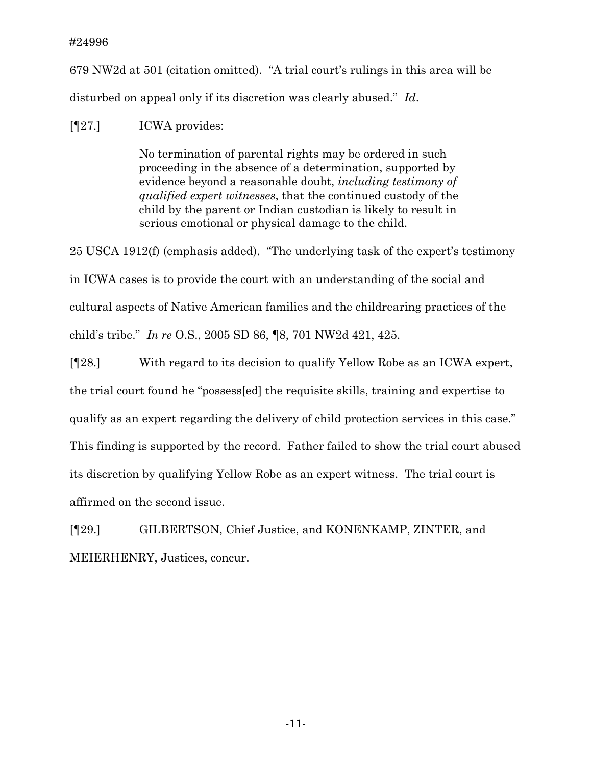679 NW2d at 501 (citation omitted). "A trial court's rulings in this area will be disturbed on appeal only if its discretion was clearly abused." *Id*.

[¶27.] ICWA provides:

> No termination of parental rights may be ordered in such proceeding in the absence of a determination, supported by evidence beyond a reasonable doubt, *including testimony of qualified expert witnesses*, that the continued custody of the child by the parent or Indian custodian is likely to result in serious emotional or physical damage to the child.

25 USCA 1912(f) (emphasis added). "The underlying task of the expert's testimony in ICWA cases is to provide the court with an understanding of the social and cultural aspects of Native American families and the childrearing practices of the child's tribe." *In re* O.S., 2005 SD 86, ¶8, 701 NW2d 421, 425.

[¶28.] With regard to its decision to qualify Yellow Robe as an ICWA expert, the trial court found he "possess[ed] the requisite skills, training and expertise to qualify as an expert regarding the delivery of child protection services in this case." This finding is supported by the record. Father failed to show the trial court abused its discretion by qualifying Yellow Robe as an expert witness. The trial court is affirmed on the second issue.

[¶29.] GILBERTSON, Chief Justice, and KONENKAMP, ZINTER, and MEIERHENRY, Justices, concur.